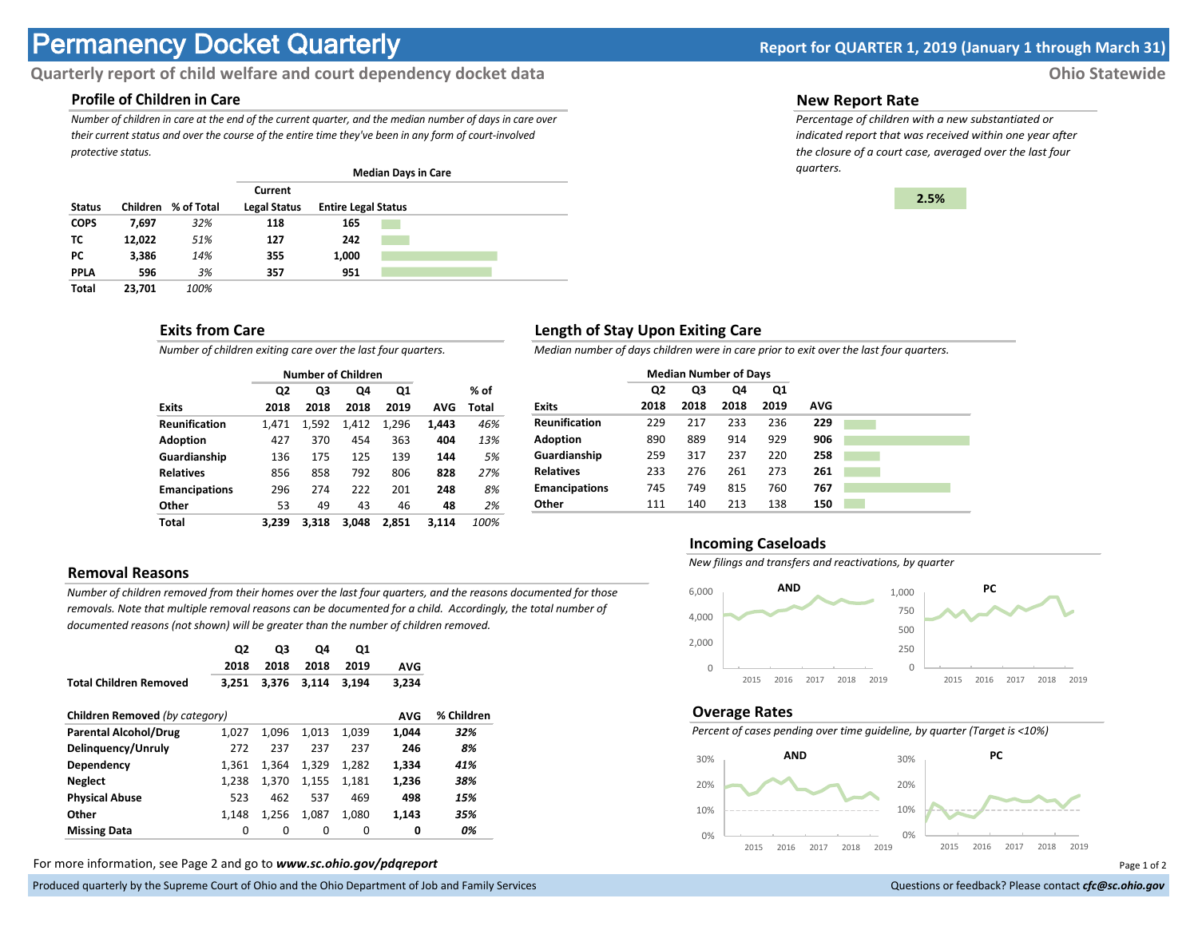# Permancy Docket Quarterly

**Report for QUARTER 1, 2019 (January 1 through March 31)**

**Quarterly report of child welfare and court dependency docket data**

**Ohio Statewide**

## Profile of Children in Care

*Number of children in care at the end of the current quarter, and the median number of days in care over their current status and over the course of the entire time they've been in any form of court-involved protective status.*

| | | | Median Days in Care | |
|---|---|---|---|---|
| Status | Children | % of Total | Current Legal Status | Entire Legal Status |
| COPS | 7,697 | 32% | 118 | 165 |
| TC | 12,022 | 51% | 127 | 242 |
| PC | 3,386 | 14% | 355 | 1,000 |
| PPLA | 596 | 3% | 357 | 951 |
| Total | 23,701 | 100% | | |

## New Report Rate

*Percentage of children with a new substantiated or indicated report that was received within one year after the closure of a court case, averaged over the last four quarters.*

**2.5%**

## Exits from Care

*Number of children exiting care over the last four quarters.*

| | Number of Children | | | | | |
|---|---|---|---|---|---|---|
| Exits | Q2 2018 | Q3 2018 | Q4 2018 | Q1 2019 | AVG | % of Total |
| Reunification | 1,471 | 1,592 | 1,412 | 1,296 | 1,443 | 46% |
| Adoption | 427 | 370 | 454 | 363 | 404 | 13% |
| Guardianship | 136 | 175 | 125 | 139 | 144 | 5% |
| Relatives | 856 | 858 | 792 | 806 | 828 | 27% |
| Emancipations | 296 | 274 | 222 | 201 | 248 | 8% |
| Other | 53 | 49 | 43 | 46 | 48 | 2% |
| Total | 3,239 | 3,318 | 3,048 | 2,851 | 3,114 | 100% |

## Length of Stay Upon Exiting Care

*Median number of days children were in care prior to exit over the last four quarters.*

| | Median Number of Days | | | | |
|---|---|---|---|---|---|
| Exits | Q2 2018 | Q3 2018 | Q4 2018 | Q1 2019 | AVG |
| Reunification | 229 | 217 | 233 | 236 | 229 |
| Adoption | 890 | 889 | 914 | 929 | 906 |
| Guardianship | 259 | 317 | 237 | 220 | 258 |
| Relatives | 233 | 276 | 261 | 273 | 261 |
| Emancipations | 745 | 749 | 815 | 760 | 767 |
| Other | 111 | 140 | 213 | 138 | 150 |

## Removal Reasons

*Number of children removed from their homes over the last four quarters, and the reasons documented for those removals. Note that multiple removal reasons can be documented for a child. Accordingly, the total number of documented reasons (not shown) will be greater than the number of children removed.*

| | Q2 2018 | Q3 2018 | Q4 2018 | Q1 2019 | AVG |
|---|---|---|---|---|---|
| **Total Children Removed** | 3,251 | 3,376 | 3,114 | 3,194 | 3,234 |

| Children Removed *(by category)* | Q2 2018 | Q3 2018 | Q4 2018 | Q1 2019 | AVG | % Children |
|---|---|---|---|---|---|---|
| Parental Alcohol/Drug | 1,027 | 1,096 | 1,013 | 1,039 | 1,044 | 32% |
| Delinquency/Unruly | 272 | 237 | 237 | 237 | 246 | 8% |
| Dependency | 1,361 | 1,364 | 1,329 | 1,282 | 1,334 | 41% |
| Neglect | 1,238 | 1,370 | 1,155 | 1,181 | 1,236 | 38% |
| Physical Abuse | 523 | 462 | 537 | 469 | 498 | 15% |
| Other | 1,148 | 1,256 | 1,087 | 1,080 | 1,143 | 35% |
| Missing Data | 0 | 0 | 0 | 0 | 0 | 0% |

## Incoming Caseloads

*New filings and transfers and reactivations, by quarter*

## Overage Rates

*Percent of cases pending over time guideline, by quarter (Target is <10%)*

For more information, see Page 2 and go to ***www.sc.ohio.gov/pdqreport***

Produced quarterly by the Supreme Court of Ohio and the Ohio Department of Job and Family Services

Questions or feedback? Please contact ***cfc@sc.ohio.gov***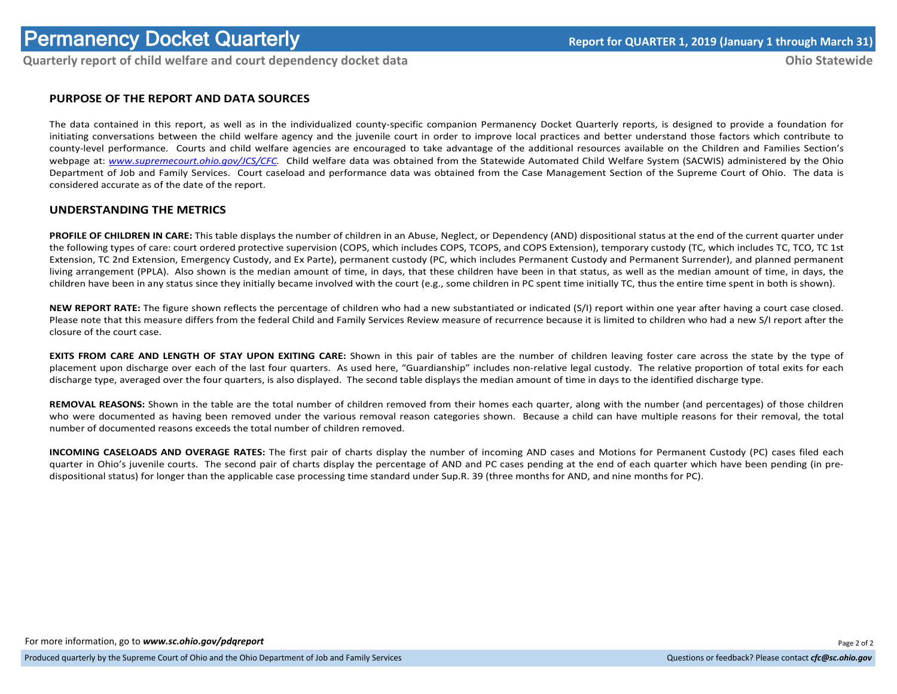# Permanency Docket Quarterly

**Report for QUARTER 1, 2019 (January 1 through March 31)**

**Quarterly report of child welfare and court dependency docket data** **Ohio Statewide**

## PURPOSE OF THE REPORT AND DATA SOURCES

The data contained in this report, as well as in the individualized county-specific companion Permanency Docket Quarterly reports, is designed to provide a foundation for initiating conversations between the child welfare agency and the juvenile court in order to improve local practices and better understand those factors which contribute to county-level performance. Courts and child welfare agencies are encouraged to take advantage of the additional resources available on the Children and Families Section's webpage at: *www.supremecourt.ohio.gov/JCS/CFC*. Child welfare data was obtained from the Statewide Automated Child Welfare System (SACWIS) administered by the Ohio Department of Job and Family Services. Court caseload and performance data was obtained from the Case Management Section of the Supreme Court of Ohio. The data is considered accurate as of the date of the report.

## UNDERSTANDING THE METRICS

**PROFILE OF CHILDREN IN CARE:** This table displays the number of children in an Abuse, Neglect, or Dependency (AND) dispositional status at the end of the current quarter under the following types of care: court ordered protective supervision (COPS, which includes COPS, TCOPS, and COPS Extension), temporary custody (TC, which includes TC, TCO, TC 1st Extension, TC 2nd Extension, Emergency Custody, and Ex Parte), permanent custody (PC, which includes Permanent Custody and Permanent Surrender), and planned permanent living arrangement (PPLA). Also shown is the median amount of time, in days, that these children have been in that status, as well as the median amount of time, in days, the children have been in any status since they initially became involved with the court (e.g., some children in PC spent time initially TC, thus the entire time spent in both is shown).

**NEW REPORT RATE:** The figure shown reflects the percentage of children who had a new substantiated or indicated (S/I) report within one year after having a court case closed. Please note that this measure differs from the federal Child and Family Services Review measure of recurrence because it is limited to children who had a new S/I report after the closure of the court case.

**EXITS FROM CARE AND LENGTH OF STAY UPON EXITING CARE:** Shown in this pair of tables are the number of children leaving foster care across the state by the type of placement upon discharge over each of the last four quarters. As used here, "Guardianship" includes non-relative legal custody. The relative proportion of total exits for each discharge type, averaged over the four quarters, is also displayed. The second table displays the median amount of time in days to the identified discharge type.

**REMOVAL REASONS:** Shown in the table are the total number of children removed from their homes each quarter, along with the number (and percentages) of those children who were documented as having been removed under the various removal reason categories shown. Because a child can have multiple reasons for their removal, the total number of documented reasons exceeds the total number of children removed.

**INCOMING CASELOADS AND OVERAGE RATES:** The first pair of charts display the number of incoming AND cases and Motions for Permanent Custody (PC) cases filed each quarter in Ohio's juvenile courts. The second pair of charts display the percentage of AND and PC cases pending at the end of each quarter which have been pending (in pre-dispositional status) for longer than the applicable case processing time standard under Sup.R. 39 (three months for AND, and nine months for PC).

For more information, go to ***www.sc.ohio.gov/pdqreport***

Produced quarterly by the Supreme Court of Ohio and the Ohio Department of Job and Family Services

Questions or feedback? Please contact ***cfc@sc.ohio.gov***